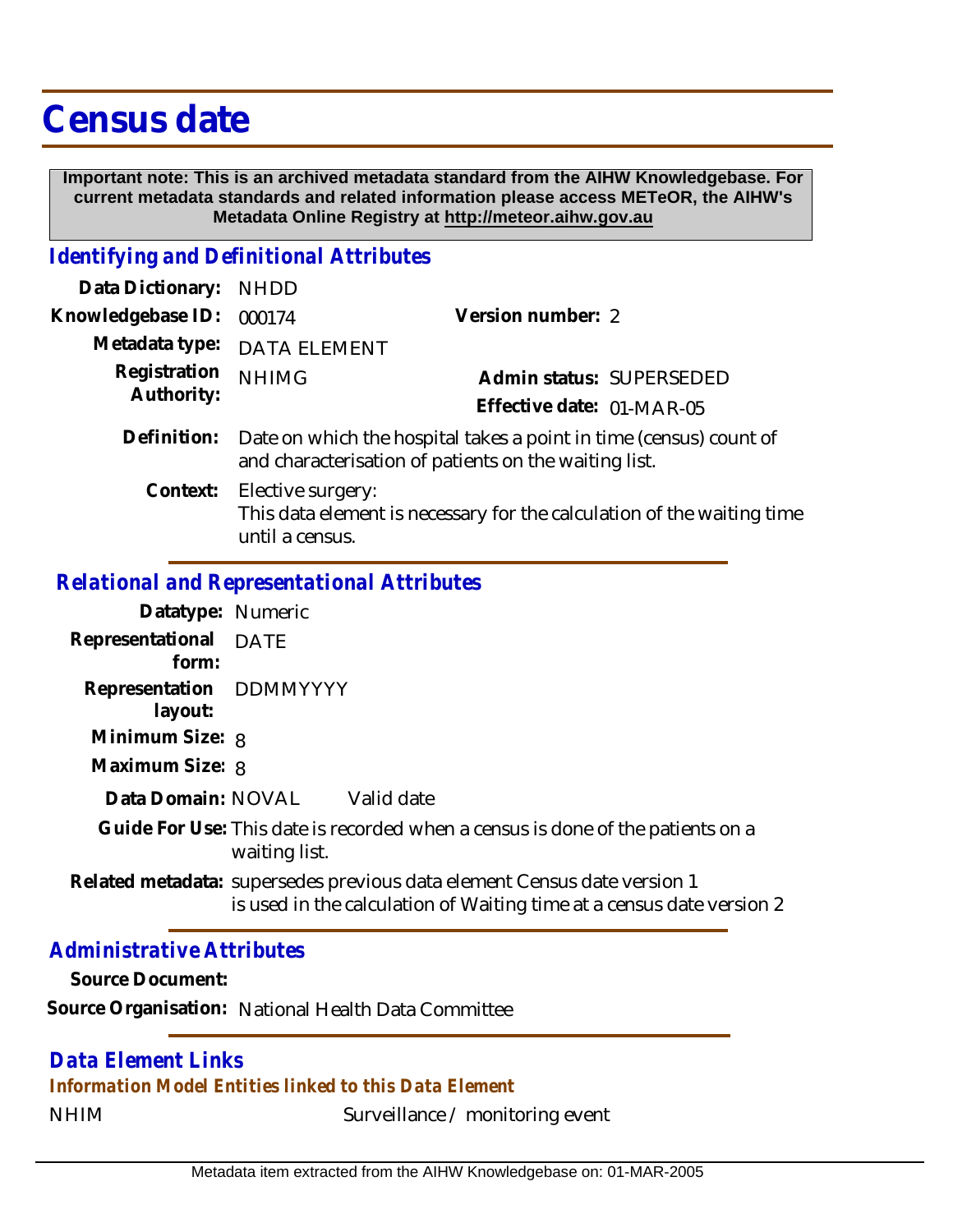# Census date

**Important note: This is an archived metadata standard from the AIHW Knowledgebase. For current metadata standards and related information please access METeOR, the AIHW's Metadata Online Registry at http://meteor.aihw.gov.au**

## Identifying and Definitional Attributes

**Data Dictionary:** NHDD

**Knowledgebase ID:** 000174

**Version number:** 2

**Metadata type:** DATA ELEMENT

**Registration Authority:** NHIMG

**Admin status:** SUPERSEDED

**Effective date:** 01-MAR-05

**Definition:** Date on which the hospital takes a point in time (census) count of and characterisation of patients on the waiting list.

**Context:** Elective surgery:
This data element is necessary for the calculation of the waiting time until a census.

## Relational and Representational Attributes

**Datatype:** Numeric

**Representational form:** DATE

**Representation layout:** DDMMYYYY

**Minimum Size:** 8

**Maximum Size:** 8

**Data Domain:** NOVAL Valid date

**Guide For Use:** This date is recorded when a census is done of the patients on a waiting list.

**Related metadata:** supersedes previous data element Census date version 1
is used in the calculation of Waiting time at a census date version 2

## Administrative Attributes

**Source Document:**

**Source Organisation:** National Health Data Committee

## Data Element Links

### Information Model Entities linked to this Data Element

NHIM Surveillance / monitoring event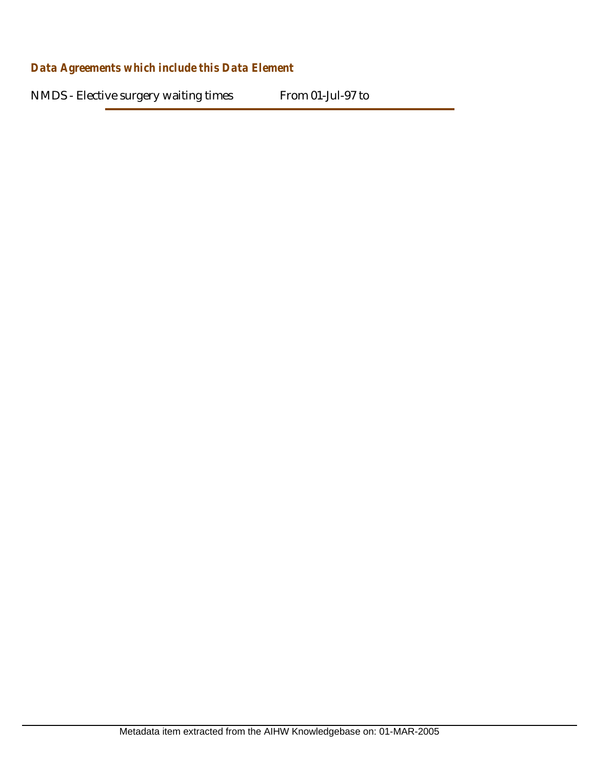### Data Agreements which include this Data Element

| | |
|---|---|
| NMDS - Elective surgery waiting times | From 01-Jul-97 to |

Metadata item extracted from the AIHW Knowledgebase on: 01-MAR-2005